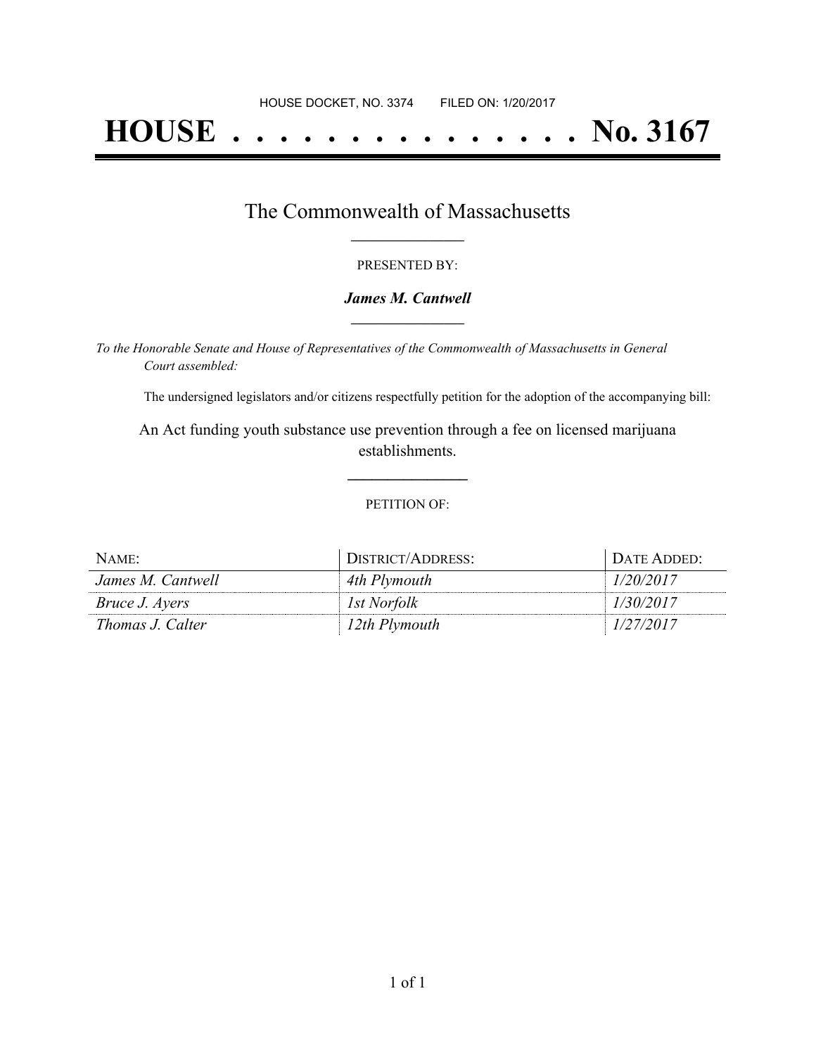HOUSE DOCKET, NO. 3374        FILED ON: 1/20/2017

# HOUSE . . . . . . . . . . . . . . . No. 3167

## The Commonwealth of Massachusetts

PRESENTED BY:

***James M. Cantwell***

*To the Honorable Senate and House of Representatives of the Commonwealth of Massachusetts in General Court assembled:*

The undersigned legislators and/or citizens respectfully petition for the adoption of the accompanying bill:

An Act funding youth substance use prevention through a fee on licensed marijuana establishments.

PETITION OF:

| NAME: | DISTRICT/ADDRESS: | DATE ADDED: |
|---|---|---|
| *James M. Cantwell* | *4th Plymouth* | *1/20/2017* |
| *Bruce J. Ayers* | *1st Norfolk* | *1/30/2017* |
| *Thomas J. Calter* | *12th Plymouth* | *1/27/2017* |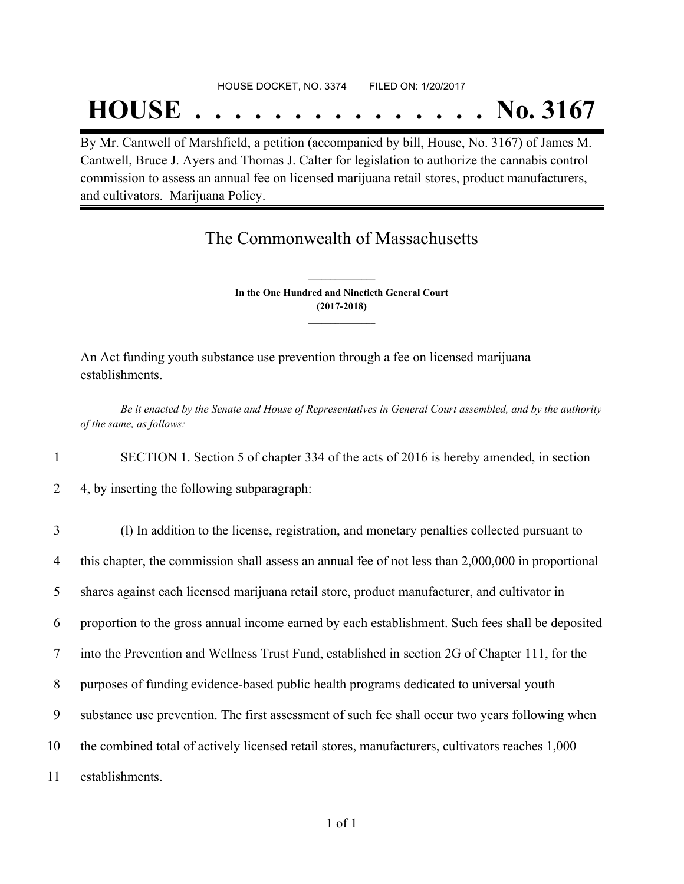HOUSE DOCKET, NO. 3374        FILED ON: 1/20/2017

# HOUSE . . . . . . . . . . . . . . . No. 3167

By Mr. Cantwell of Marshfield, a petition (accompanied by bill, House, No. 3167) of James M. Cantwell, Bruce J. Ayers and Thomas J. Calter for legislation to authorize the cannabis control commission to assess an annual fee on licensed marijuana retail stores, product manufacturers, and cultivators. Marijuana Policy.

## The Commonwealth of Massachusetts

**In the One Hundred and Ninetieth General Court**
**(2017-2018)**

An Act funding youth substance use prevention through a fee on licensed marijuana establishments.

*Be it enacted by the Senate and House of Representatives in General Court assembled, and by the authority of the same, as follows:*

1 SECTION 1. Section 5 of chapter 334 of the acts of 2016 is hereby amended, in section
2 4, by inserting the following subparagraph:

3 (l) In addition to the license, registration, and monetary penalties collected pursuant to
4 this chapter, the commission shall assess an annual fee of not less than 2,000,000 in proportional
5 shares against each licensed marijuana retail store, product manufacturer, and cultivator in
6 proportion to the gross annual income earned by each establishment. Such fees shall be deposited
7 into the Prevention and Wellness Trust Fund, established in section 2G of Chapter 111, for the
8 purposes of funding evidence-based public health programs dedicated to universal youth
9 substance use prevention. The first assessment of such fee shall occur two years following when
10 the combined total of actively licensed retail stores, manufacturers, cultivators reaches 1,000
11 establishments.